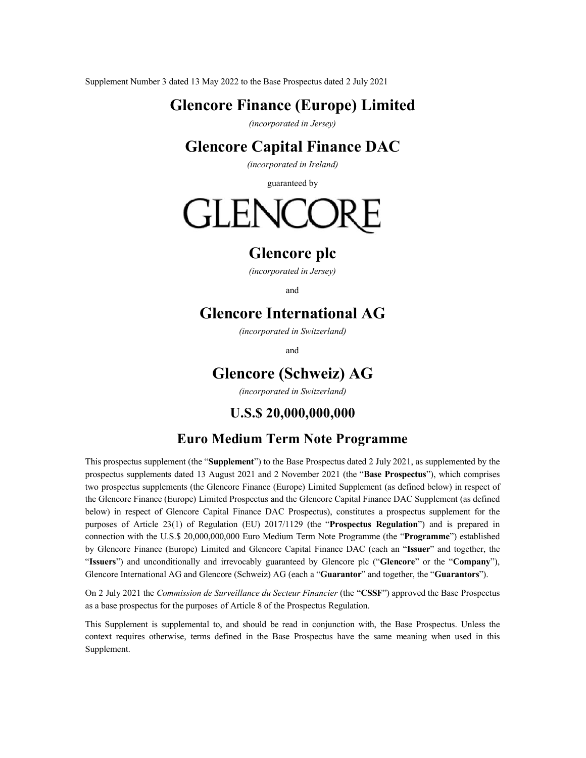Supplement Number 3 dated 13 May 2022 to the Base Prospectus dated 2 July 2021

# Glencore Finance (Europe) Limited

*(incorporated in Jersey)*

# Glencore Capital Finance DAC

*(incorporated in Ireland)*

guaranteed by

GLENCORE

# Glencore plc

*(incorporated in Jersey)*

and

# Glencore International AG

*(incorporated in Switzerland)*

and

# Glencore (Schweiz) AG

*(incorporated in Switzerland)*

## U.S.$ 20,000,000,000

## Euro Medium Term Note Programme

This prospectus supplement (the "**Supplement**") to the Base Prospectus dated 2 July 2021, as supplemented by the prospectus supplements dated 13 August 2021 and 2 November 2021 (the "**Base Prospectus**"), which comprises two prospectus supplements (the Glencore Finance (Europe) Limited Supplement (as defined below) in respect of the Glencore Finance (Europe) Limited Prospectus and the Glencore Capital Finance DAC Supplement (as defined below) in respect of Glencore Capital Finance DAC Prospectus), constitutes a prospectus supplement for the purposes of Article 23(1) of Regulation (EU) 2017/1129 (the "**Prospectus Regulation**") and is prepared in connection with the U.S.$ 20,000,000,000 Euro Medium Term Note Programme (the "**Programme**") established by Glencore Finance (Europe) Limited and Glencore Capital Finance DAC (each an "**Issuer**" and together, the "**Issuers**") and unconditionally and irrevocably guaranteed by Glencore plc ("**Glencore**" or the "**Company**"), Glencore International AG and Glencore (Schweiz) AG (each a "**Guarantor**" and together, the "**Guarantors**").

On 2 July 2021 the *Commission de Surveillance du Secteur Financier* (the "**CSSF**") approved the Base Prospectus as a base prospectus for the purposes of Article 8 of the Prospectus Regulation.

This Supplement is supplemental to, and should be read in conjunction with, the Base Prospectus. Unless the context requires otherwise, terms defined in the Base Prospectus have the same meaning when used in this Supplement.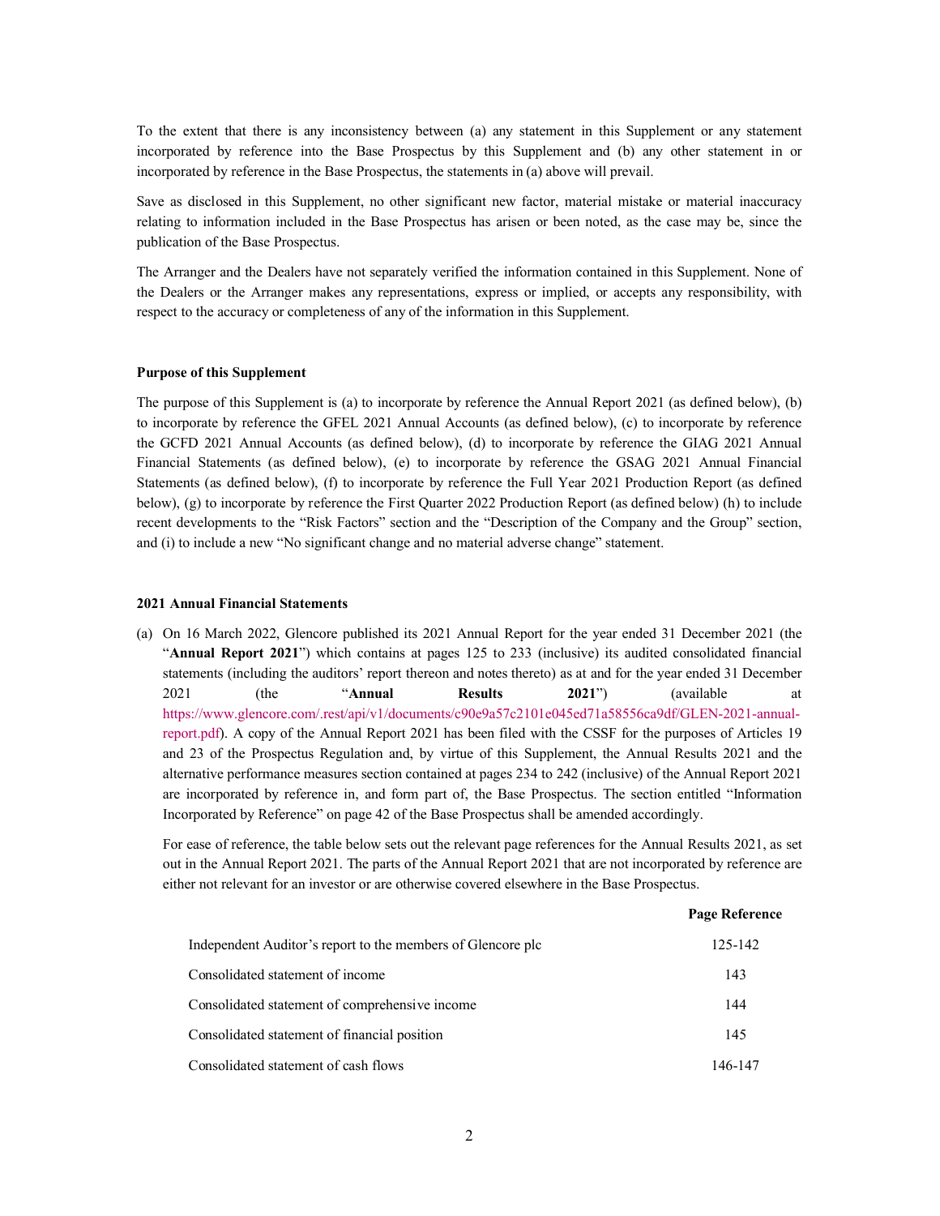To the extent that there is any inconsistency between (a) any statement in this Supplement or any statement incorporated by reference into the Base Prospectus by this Supplement and (b) any other statement in or incorporated by reference in the Base Prospectus, the statements in (a) above will prevail.

Save as disclosed in this Supplement, no other significant new factor, material mistake or material inaccuracy relating to information included in the Base Prospectus has arisen or been noted, as the case may be, since the publication of the Base Prospectus.

The Arranger and the Dealers have not separately verified the information contained in this Supplement. None of the Dealers or the Arranger makes any representations, express or implied, or accepts any responsibility, with respect to the accuracy or completeness of any of the information in this Supplement.

**Purpose of this Supplement**

The purpose of this Supplement is (a) to incorporate by reference the Annual Report 2021 (as defined below), (b) to incorporate by reference the GFEL 2021 Annual Accounts (as defined below), (c) to incorporate by reference the GCFD 2021 Annual Accounts (as defined below), (d) to incorporate by reference the GIAG 2021 Annual Financial Statements (as defined below), (e) to incorporate by reference the GSAG 2021 Annual Financial Statements (as defined below), (f) to incorporate by reference the Full Year 2021 Production Report (as defined below), (g) to incorporate by reference the First Quarter 2022 Production Report (as defined below) (h) to include recent developments to the "Risk Factors" section and the "Description of the Company and the Group" section, and (i) to include a new "No significant change and no material adverse change" statement.

**2021 Annual Financial Statements**

(a) On 16 March 2022, Glencore published its 2021 Annual Report for the year ended 31 December 2021 (the "**Annual Report 2021**") which contains at pages 125 to 233 (inclusive) its audited consolidated financial statements (including the auditors' report thereon and notes thereto) as at and for the year ended 31 December 2021 (the "**Annual Results 2021**") (available at https://www.glencore.com/.rest/api/v1/documents/c90e9a57c2101e045ed71a58556ca9df/GLEN-2021-annual-report.pdf). A copy of the Annual Report 2021 has been filed with the CSSF for the purposes of Articles 19 and 23 of the Prospectus Regulation and, by virtue of this Supplement, the Annual Results 2021 and the alternative performance measures section contained at pages 234 to 242 (inclusive) of the Annual Report 2021 are incorporated by reference in, and form part of, the Base Prospectus. The section entitled "Information Incorporated by Reference" on page 42 of the Base Prospectus shall be amended accordingly.

For ease of reference, the table below sets out the relevant page references for the Annual Results 2021, as set out in the Annual Report 2021. The parts of the Annual Report 2021 that are not incorporated by reference are either not relevant for an investor or are otherwise covered elsewhere in the Base Prospectus.

| | **Page Reference** |
|---|---|
| Independent Auditor's report to the members of Glencore plc | 125-142 |
| Consolidated statement of income | 143 |
| Consolidated statement of comprehensive income | 144 |
| Consolidated statement of financial position | 145 |
| Consolidated statement of cash flows | 146-147 |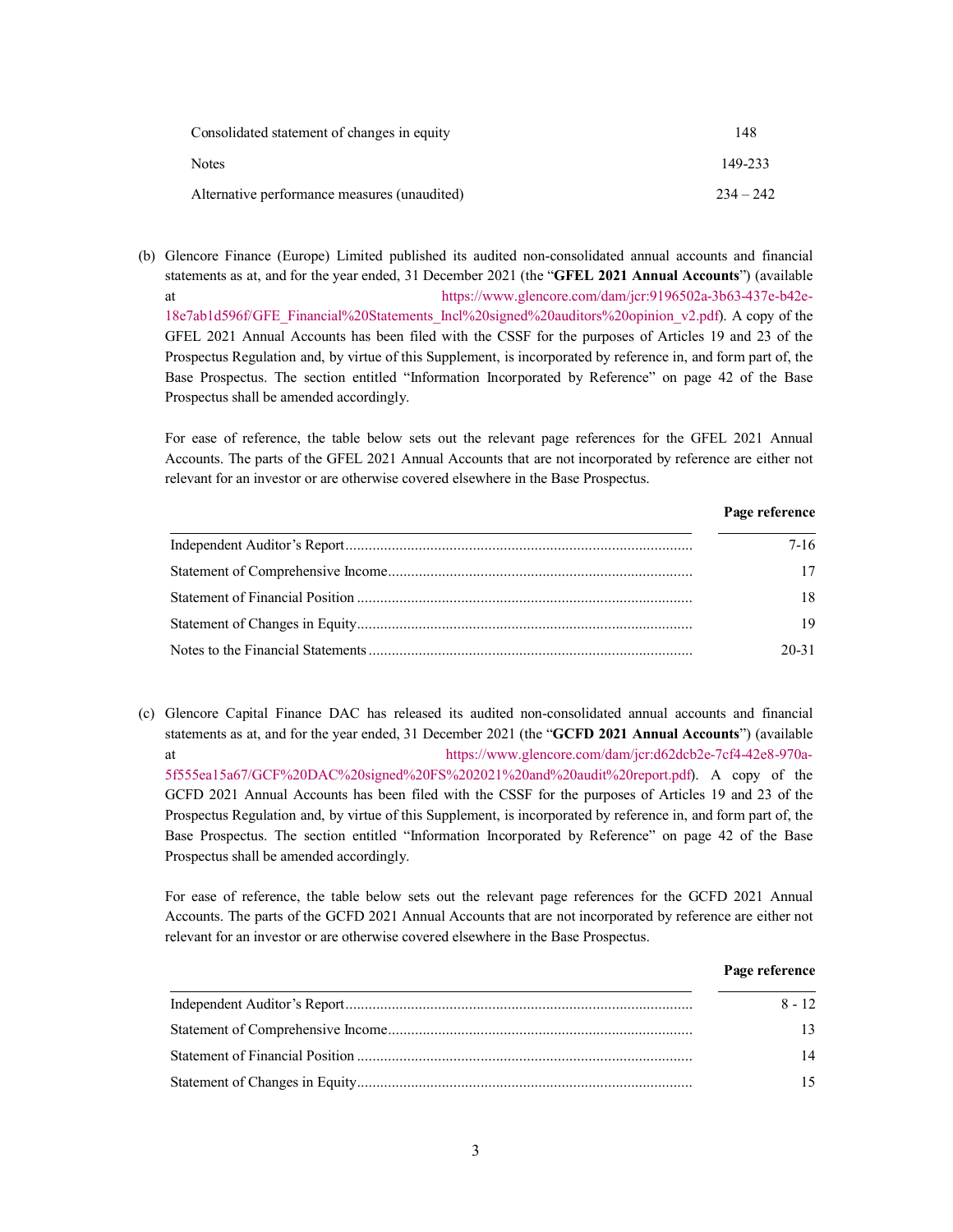| | |
|---|---|
| Consolidated statement of changes in equity | 148 |
| Notes | 149-233 |
| Alternative performance measures (unaudited) | 234 – 242 |

(b) Glencore Finance (Europe) Limited published its audited non-consolidated annual accounts and financial statements as at, and for the year ended, 31 December 2021 (the "**GFEL 2021 Annual Accounts**") (available at https://www.glencore.com/dam/jcr:9196502a-3b63-437e-b42e-18e7ab1d596f/GFE_Financial%20Statements_Incl%20signed%20auditors%20opinion_v2.pdf). A copy of the GFEL 2021 Annual Accounts has been filed with the CSSF for the purposes of Articles 19 and 23 of the Prospectus Regulation and, by virtue of this Supplement, is incorporated by reference in, and form part of, the Base Prospectus. The section entitled "Information Incorporated by Reference" on page 42 of the Base Prospectus shall be amended accordingly.

For ease of reference, the table below sets out the relevant page references for the GFEL 2021 Annual Accounts. The parts of the GFEL 2021 Annual Accounts that are not incorporated by reference are either not relevant for an investor or are otherwise covered elsewhere in the Base Prospectus.

| | **Page reference** |
|---|---|
| Independent Auditor's Report | 7-16 |
| Statement of Comprehensive Income | 17 |
| Statement of Financial Position | 18 |
| Statement of Changes in Equity | 19 |
| Notes to the Financial Statements | 20-31 |

(c) Glencore Capital Finance DAC has released its audited non-consolidated annual accounts and financial statements as at, and for the year ended, 31 December 2021 (the "**GCFD 2021 Annual Accounts**") (available at https://www.glencore.com/dam/jcr:d62dcb2e-7cf4-42e8-970a-5f555ea15a67/GCF%20DAC%20signed%20FS%202021%20and%20audit%20report.pdf). A copy of the GCFD 2021 Annual Accounts has been filed with the CSSF for the purposes of Articles 19 and 23 of the Prospectus Regulation and, by virtue of this Supplement, is incorporated by reference in, and form part of, the Base Prospectus. The section entitled "Information Incorporated by Reference" on page 42 of the Base Prospectus shall be amended accordingly.

For ease of reference, the table below sets out the relevant page references for the GCFD 2021 Annual Accounts. The parts of the GCFD 2021 Annual Accounts that are not incorporated by reference are either not relevant for an investor or are otherwise covered elsewhere in the Base Prospectus.

| | **Page reference** |
|---|---|
| Independent Auditor's Report | 8 - 12 |
| Statement of Comprehensive Income | 13 |
| Statement of Financial Position | 14 |
| Statement of Changes in Equity | 15 |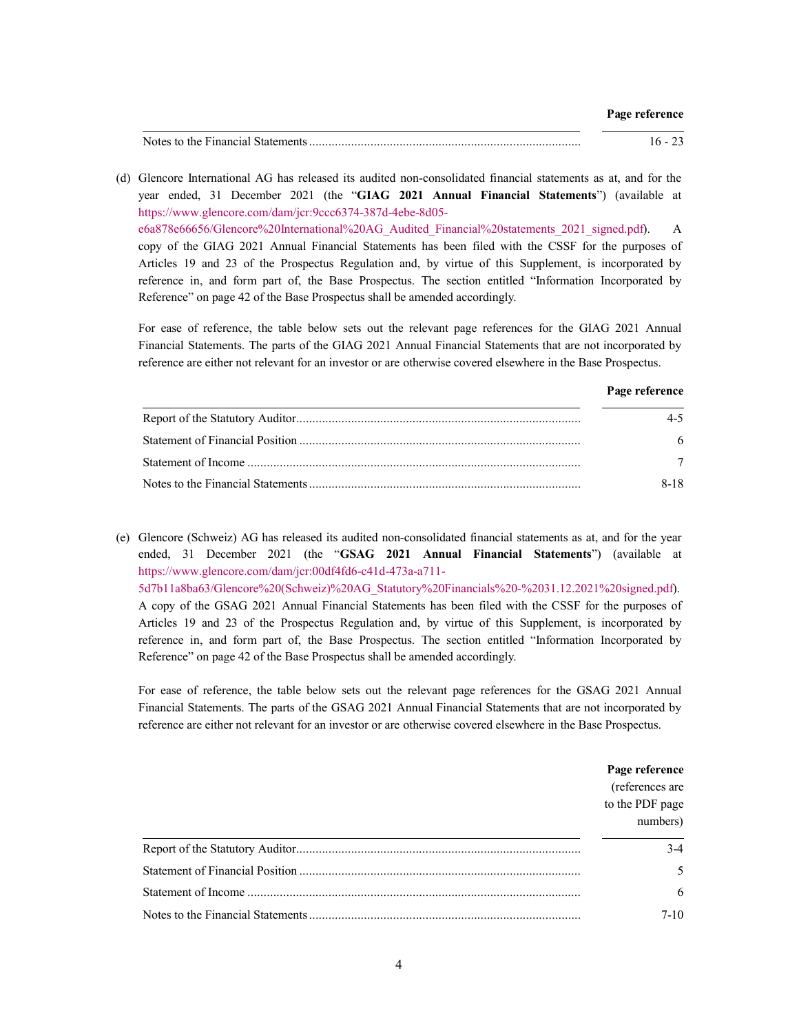| | Page reference |
|---|---|
| Notes to the Financial Statements | 16 - 23 |

(d) Glencore International AG has released its audited non-consolidated financial statements as at, and for the year ended, 31 December 2021 (the "**GIAG 2021 Annual Financial Statements**") (available at https://www.glencore.com/dam/jcr:9ccc6374-387d-4ebe-8d05-e6a878e66656/Glencore%20International%20AG_Audited_Financial%20statements_2021_signed.pdf). A copy of the GIAG 2021 Annual Financial Statements has been filed with the CSSF for the purposes of Articles 19 and 23 of the Prospectus Regulation and, by virtue of this Supplement, is incorporated by reference in, and form part of, the Base Prospectus. The section entitled "Information Incorporated by Reference" on page 42 of the Base Prospectus shall be amended accordingly.

For ease of reference, the table below sets out the relevant page references for the GIAG 2021 Annual Financial Statements. The parts of the GIAG 2021 Annual Financial Statements that are not incorporated by reference are either not relevant for an investor or are otherwise covered elsewhere in the Base Prospectus.

| | Page reference |
|---|---|
| Report of the Statutory Auditor | 4-5 |
| Statement of Financial Position | 6 |
| Statement of Income | 7 |
| Notes to the Financial Statements | 8-18 |

(e) Glencore (Schweiz) AG has released its audited non-consolidated financial statements as at, and for the year ended, 31 December 2021 (the "**GSAG 2021 Annual Financial Statements**") (available at https://www.glencore.com/dam/jcr:00df4fd6-c41d-473a-a711-5d7b11a8ba63/Glencore%20(Schweiz)%20AG_Statutory%20Financials%20-%2031.12.2021%20signed.pdf). A copy of the GSAG 2021 Annual Financial Statements has been filed with the CSSF for the purposes of Articles 19 and 23 of the Prospectus Regulation and, by virtue of this Supplement, is incorporated by reference in, and form part of, the Base Prospectus. The section entitled "Information Incorporated by Reference" on page 42 of the Base Prospectus shall be amended accordingly.

For ease of reference, the table below sets out the relevant page references for the GSAG 2021 Annual Financial Statements. The parts of the GSAG 2021 Annual Financial Statements that are not incorporated by reference are either not relevant for an investor or are otherwise covered elsewhere in the Base Prospectus.

| | **Page reference** (references are to the PDF page numbers) |
|---|---|
| Report of the Statutory Auditor | 3-4 |
| Statement of Financial Position | 5 |
| Statement of Income | 6 |
| Notes to the Financial Statements | 7-10 |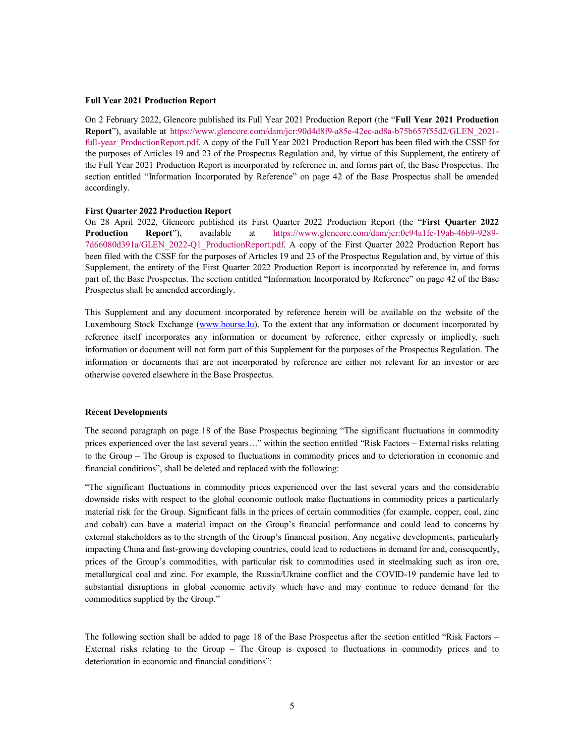**Full Year 2021 Production Report**

On 2 February 2022, Glencore published its Full Year 2021 Production Report (the "**Full Year 2021 Production Report**"), available at https://www.glencore.com/dam/jcr:90d4d8f9-a85e-42ec-ad8a-b75b657f55d2/GLEN_2021-full-year_ProductionReport.pdf. A copy of the Full Year 2021 Production Report has been filed with the CSSF for the purposes of Articles 19 and 23 of the Prospectus Regulation and, by virtue of this Supplement, the entirety of the Full Year 2021 Production Report is incorporated by reference in, and forms part of, the Base Prospectus. The section entitled "Information Incorporated by Reference" on page 42 of the Base Prospectus shall be amended accordingly.

**First Quarter 2022 Production Report**

On 28 April 2022, Glencore published its First Quarter 2022 Production Report (the "**First Quarter 2022 Production Report**"), available at https://www.glencore.com/dam/jcr:0c94a1fc-19ab-46b9-9289-7d66080d391a/GLEN_2022-Q1_ProductionReport.pdf. A copy of the First Quarter 2022 Production Report has been filed with the CSSF for the purposes of Articles 19 and 23 of the Prospectus Regulation and, by virtue of this Supplement, the entirety of the First Quarter 2022 Production Report is incorporated by reference in, and forms part of, the Base Prospectus. The section entitled "Information Incorporated by Reference" on page 42 of the Base Prospectus shall be amended accordingly.

This Supplement and any document incorporated by reference herein will be available on the website of the Luxembourg Stock Exchange (www.bourse.lu). To the extent that any information or document incorporated by reference itself incorporates any information or document by reference, either expressly or impliedly, such information or document will not form part of this Supplement for the purposes of the Prospectus Regulation. The information or documents that are not incorporated by reference are either not relevant for an investor or are otherwise covered elsewhere in the Base Prospectus.

**Recent Developments**

The second paragraph on page 18 of the Base Prospectus beginning "The significant fluctuations in commodity prices experienced over the last several years…" within the section entitled "Risk Factors – External risks relating to the Group – The Group is exposed to fluctuations in commodity prices and to deterioration in economic and financial conditions", shall be deleted and replaced with the following:

"The significant fluctuations in commodity prices experienced over the last several years and the considerable downside risks with respect to the global economic outlook make fluctuations in commodity prices a particularly material risk for the Group. Significant falls in the prices of certain commodities (for example, copper, coal, zinc and cobalt) can have a material impact on the Group's financial performance and could lead to concerns by external stakeholders as to the strength of the Group's financial position. Any negative developments, particularly impacting China and fast-growing developing countries, could lead to reductions in demand for and, consequently, prices of the Group's commodities, with particular risk to commodities used in steelmaking such as iron ore, metallurgical coal and zinc. For example, the Russia/Ukraine conflict and the COVID-19 pandemic have led to substantial disruptions in global economic activity which have and may continue to reduce demand for the commodities supplied by the Group."

The following section shall be added to page 18 of the Base Prospectus after the section entitled "Risk Factors – External risks relating to the Group – The Group is exposed to fluctuations in commodity prices and to deterioration in economic and financial conditions":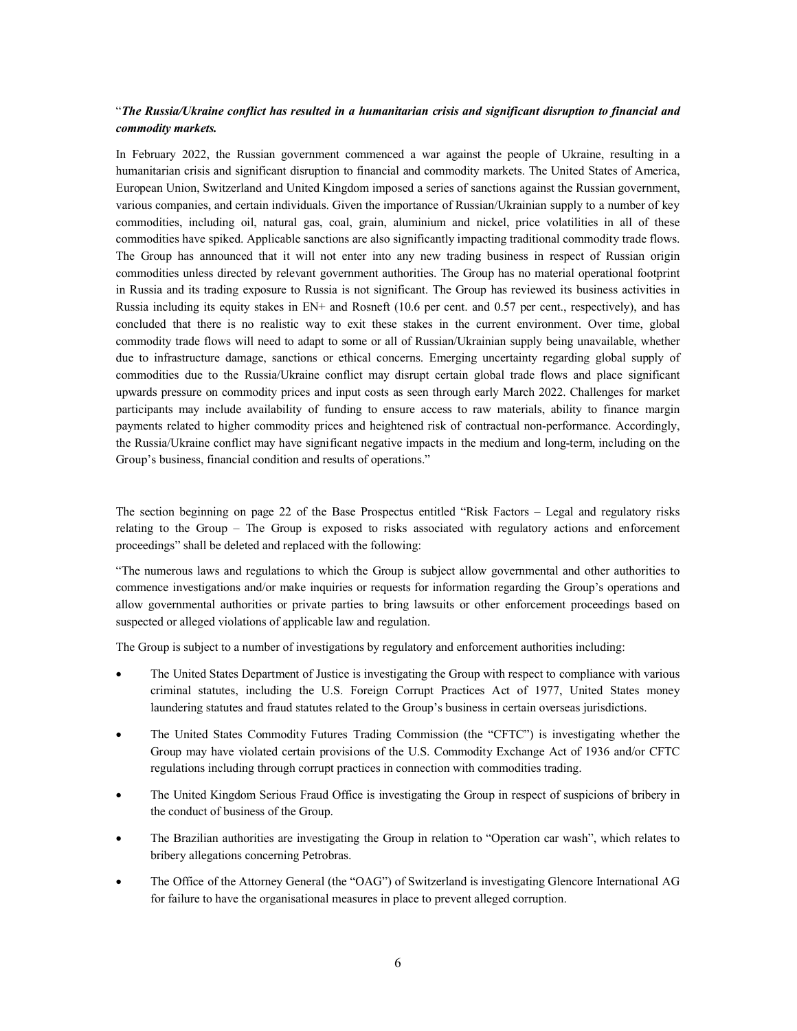"*The Russia/Ukraine conflict has resulted in a humanitarian crisis and significant disruption to financial and commodity markets.*

In February 2022, the Russian government commenced a war against the people of Ukraine, resulting in a humanitarian crisis and significant disruption to financial and commodity markets. The United States of America, European Union, Switzerland and United Kingdom imposed a series of sanctions against the Russian government, various companies, and certain individuals. Given the importance of Russian/Ukrainian supply to a number of key commodities, including oil, natural gas, coal, grain, aluminium and nickel, price volatilities in all of these commodities have spiked. Applicable sanctions are also significantly impacting traditional commodity trade flows. The Group has announced that it will not enter into any new trading business in respect of Russian origin commodities unless directed by relevant government authorities. The Group has no material operational footprint in Russia and its trading exposure to Russia is not significant. The Group has reviewed its business activities in Russia including its equity stakes in EN+ and Rosneft (10.6 per cent. and 0.57 per cent., respectively), and has concluded that there is no realistic way to exit these stakes in the current environment. Over time, global commodity trade flows will need to adapt to some or all of Russian/Ukrainian supply being unavailable, whether due to infrastructure damage, sanctions or ethical concerns. Emerging uncertainty regarding global supply of commodities due to the Russia/Ukraine conflict may disrupt certain global trade flows and place significant upwards pressure on commodity prices and input costs as seen through early March 2022. Challenges for market participants may include availability of funding to ensure access to raw materials, ability to finance margin payments related to higher commodity prices and heightened risk of contractual non-performance. Accordingly, the Russia/Ukraine conflict may have significant negative impacts in the medium and long-term, including on the Group's business, financial condition and results of operations."

The section beginning on page 22 of the Base Prospectus entitled "Risk Factors – Legal and regulatory risks relating to the Group – The Group is exposed to risks associated with regulatory actions and enforcement proceedings" shall be deleted and replaced with the following:

"The numerous laws and regulations to which the Group is subject allow governmental and other authorities to commence investigations and/or make inquiries or requests for information regarding the Group's operations and allow governmental authorities or private parties to bring lawsuits or other enforcement proceedings based on suspected or alleged violations of applicable law and regulation.

The Group is subject to a number of investigations by regulatory and enforcement authorities including:

- The United States Department of Justice is investigating the Group with respect to compliance with various criminal statutes, including the U.S. Foreign Corrupt Practices Act of 1977, United States money laundering statutes and fraud statutes related to the Group's business in certain overseas jurisdictions.
- The United States Commodity Futures Trading Commission (the "CFTC") is investigating whether the Group may have violated certain provisions of the U.S. Commodity Exchange Act of 1936 and/or CFTC regulations including through corrupt practices in connection with commodities trading.
- The United Kingdom Serious Fraud Office is investigating the Group in respect of suspicions of bribery in the conduct of business of the Group.
- The Brazilian authorities are investigating the Group in relation to "Operation car wash", which relates to bribery allegations concerning Petrobras.
- The Office of the Attorney General (the "OAG") of Switzerland is investigating Glencore International AG for failure to have the organisational measures in place to prevent alleged corruption.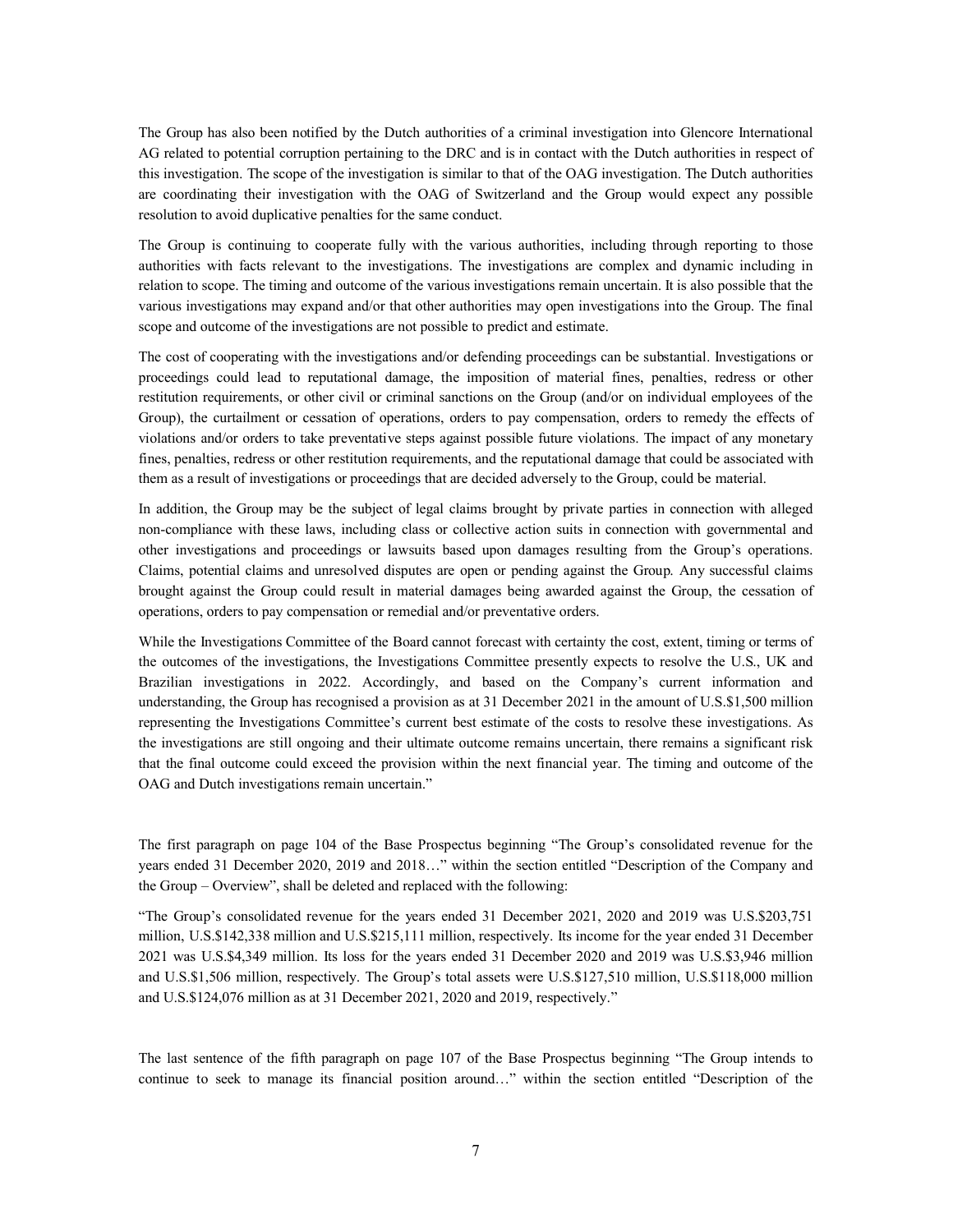The Group has also been notified by the Dutch authorities of a criminal investigation into Glencore International AG related to potential corruption pertaining to the DRC and is in contact with the Dutch authorities in respect of this investigation. The scope of the investigation is similar to that of the OAG investigation. The Dutch authorities are coordinating their investigation with the OAG of Switzerland and the Group would expect any possible resolution to avoid duplicative penalties for the same conduct.

The Group is continuing to cooperate fully with the various authorities, including through reporting to those authorities with facts relevant to the investigations. The investigations are complex and dynamic including in relation to scope. The timing and outcome of the various investigations remain uncertain. It is also possible that the various investigations may expand and/or that other authorities may open investigations into the Group. The final scope and outcome of the investigations are not possible to predict and estimate.

The cost of cooperating with the investigations and/or defending proceedings can be substantial. Investigations or proceedings could lead to reputational damage, the imposition of material fines, penalties, redress or other restitution requirements, or other civil or criminal sanctions on the Group (and/or on individual employees of the Group), the curtailment or cessation of operations, orders to pay compensation, orders to remedy the effects of violations and/or orders to take preventative steps against possible future violations. The impact of any monetary fines, penalties, redress or other restitution requirements, and the reputational damage that could be associated with them as a result of investigations or proceedings that are decided adversely to the Group, could be material.

In addition, the Group may be the subject of legal claims brought by private parties in connection with alleged non-compliance with these laws, including class or collective action suits in connection with governmental and other investigations and proceedings or lawsuits based upon damages resulting from the Group's operations. Claims, potential claims and unresolved disputes are open or pending against the Group. Any successful claims brought against the Group could result in material damages being awarded against the Group, the cessation of operations, orders to pay compensation or remedial and/or preventative orders.

While the Investigations Committee of the Board cannot forecast with certainty the cost, extent, timing or terms of the outcomes of the investigations, the Investigations Committee presently expects to resolve the U.S., UK and Brazilian investigations in 2022. Accordingly, and based on the Company's current information and understanding, the Group has recognised a provision as at 31 December 2021 in the amount of U.S.$1,500 million representing the Investigations Committee's current best estimate of the costs to resolve these investigations. As the investigations are still ongoing and their ultimate outcome remains uncertain, there remains a significant risk that the final outcome could exceed the provision within the next financial year. The timing and outcome of the OAG and Dutch investigations remain uncertain."

The first paragraph on page 104 of the Base Prospectus beginning "The Group's consolidated revenue for the years ended 31 December 2020, 2019 and 2018…" within the section entitled "Description of the Company and the Group – Overview", shall be deleted and replaced with the following:

"The Group's consolidated revenue for the years ended 31 December 2021, 2020 and 2019 was U.S.$203,751 million, U.S.$142,338 million and U.S.$215,111 million, respectively. Its income for the year ended 31 December 2021 was U.S.$4,349 million. Its loss for the years ended 31 December 2020 and 2019 was U.S.$3,946 million and U.S.$1,506 million, respectively. The Group's total assets were U.S.$127,510 million, U.S.$118,000 million and U.S.$124,076 million as at 31 December 2021, 2020 and 2019, respectively."

The last sentence of the fifth paragraph on page 107 of the Base Prospectus beginning "The Group intends to continue to seek to manage its financial position around…" within the section entitled "Description of the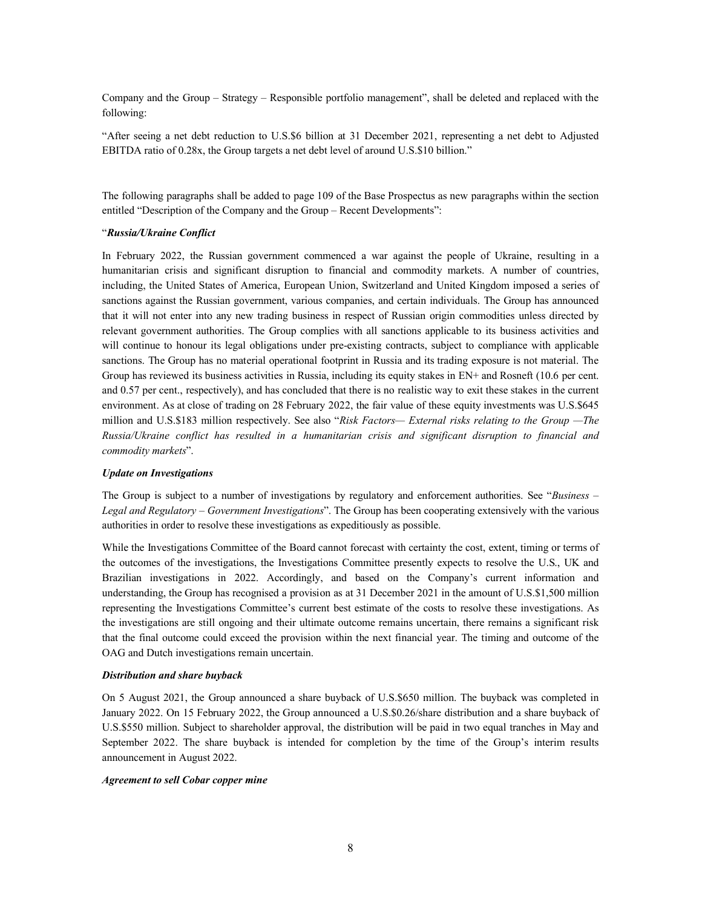Company and the Group – Strategy – Responsible portfolio management", shall be deleted and replaced with the following:

"After seeing a net debt reduction to U.S.$6 billion at 31 December 2021, representing a net debt to Adjusted EBITDA ratio of 0.28x, the Group targets a net debt level of around U.S.$10 billion."

The following paragraphs shall be added to page 109 of the Base Prospectus as new paragraphs within the section entitled "Description of the Company and the Group – Recent Developments":

"***Russia/Ukraine Conflict***

In February 2022, the Russian government commenced a war against the people of Ukraine, resulting in a humanitarian crisis and significant disruption to financial and commodity markets. A number of countries, including, the United States of America, European Union, Switzerland and United Kingdom imposed a series of sanctions against the Russian government, various companies, and certain individuals. The Group has announced that it will not enter into any new trading business in respect of Russian origin commodities unless directed by relevant government authorities. The Group complies with all sanctions applicable to its business activities and will continue to honour its legal obligations under pre-existing contracts, subject to compliance with applicable sanctions. The Group has no material operational footprint in Russia and its trading exposure is not material. The Group has reviewed its business activities in Russia, including its equity stakes in EN+ and Rosneft (10.6 per cent. and 0.57 per cent., respectively), and has concluded that there is no realistic way to exit these stakes in the current environment. As at close of trading on 28 February 2022, the fair value of these equity investments was U.S.$645 million and U.S.$183 million respectively. See also "*Risk Factors— External risks relating to the Group —The Russia/Ukraine conflict has resulted in a humanitarian crisis and significant disruption to financial and commodity markets*".

***Update on Investigations***

The Group is subject to a number of investigations by regulatory and enforcement authorities. See "*Business – Legal and Regulatory – Government Investigations*". The Group has been cooperating extensively with the various authorities in order to resolve these investigations as expeditiously as possible.

While the Investigations Committee of the Board cannot forecast with certainty the cost, extent, timing or terms of the outcomes of the investigations, the Investigations Committee presently expects to resolve the U.S., UK and Brazilian investigations in 2022. Accordingly, and based on the Company's current information and understanding, the Group has recognised a provision as at 31 December 2021 in the amount of U.S.$1,500 million representing the Investigations Committee's current best estimate of the costs to resolve these investigations. As the investigations are still ongoing and their ultimate outcome remains uncertain, there remains a significant risk that the final outcome could exceed the provision within the next financial year. The timing and outcome of the OAG and Dutch investigations remain uncertain.

***Distribution and share buyback***

On 5 August 2021, the Group announced a share buyback of U.S.$650 million. The buyback was completed in January 2022. On 15 February 2022, the Group announced a U.S.$0.26/share distribution and a share buyback of U.S.$550 million. Subject to shareholder approval, the distribution will be paid in two equal tranches in May and September 2022. The share buyback is intended for completion by the time of the Group's interim results announcement in August 2022.

***Agreement to sell Cobar copper mine***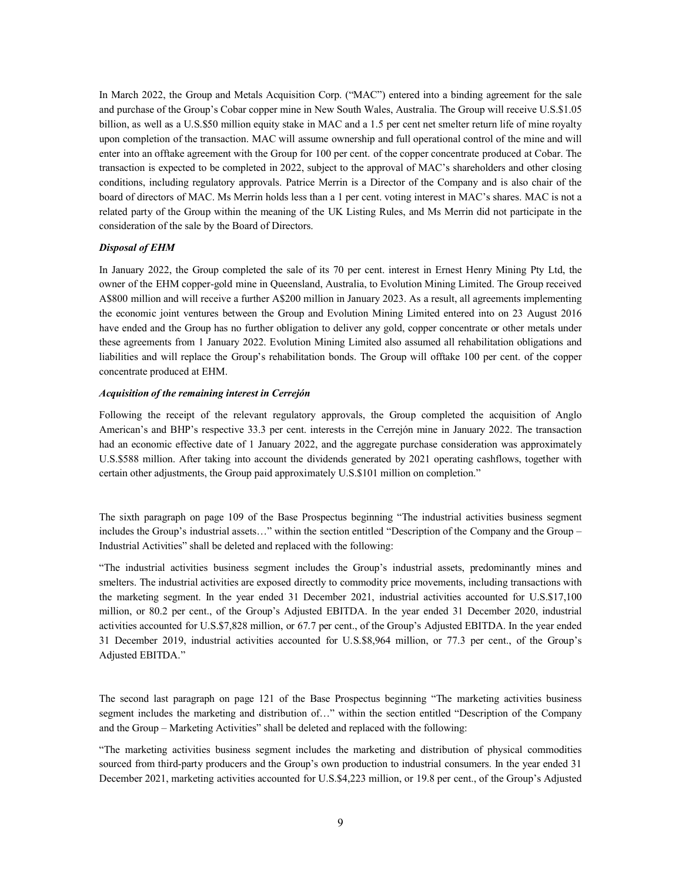In March 2022, the Group and Metals Acquisition Corp. ("MAC") entered into a binding agreement for the sale and purchase of the Group's Cobar copper mine in New South Wales, Australia. The Group will receive U.S.$1.05 billion, as well as a U.S.$50 million equity stake in MAC and a 1.5 per cent net smelter return life of mine royalty upon completion of the transaction. MAC will assume ownership and full operational control of the mine and will enter into an offtake agreement with the Group for 100 per cent. of the copper concentrate produced at Cobar. The transaction is expected to be completed in 2022, subject to the approval of MAC's shareholders and other closing conditions, including regulatory approvals. Patrice Merrin is a Director of the Company and is also chair of the board of directors of MAC. Ms Merrin holds less than a 1 per cent. voting interest in MAC's shares. MAC is not a related party of the Group within the meaning of the UK Listing Rules, and Ms Merrin did not participate in the consideration of the sale by the Board of Directors.

***Disposal of EHM***

In January 2022, the Group completed the sale of its 70 per cent. interest in Ernest Henry Mining Pty Ltd, the owner of the EHM copper-gold mine in Queensland, Australia, to Evolution Mining Limited. The Group received A$800 million and will receive a further A$200 million in January 2023. As a result, all agreements implementing the economic joint ventures between the Group and Evolution Mining Limited entered into on 23 August 2016 have ended and the Group has no further obligation to deliver any gold, copper concentrate or other metals under these agreements from 1 January 2022. Evolution Mining Limited also assumed all rehabilitation obligations and liabilities and will replace the Group's rehabilitation bonds. The Group will offtake 100 per cent. of the copper concentrate produced at EHM.

***Acquisition of the remaining interest in Cerrejón***

Following the receipt of the relevant regulatory approvals, the Group completed the acquisition of Anglo American's and BHP's respective 33.3 per cent. interests in the Cerrejón mine in January 2022. The transaction had an economic effective date of 1 January 2022, and the aggregate purchase consideration was approximately U.S.$588 million. After taking into account the dividends generated by 2021 operating cashflows, together with certain other adjustments, the Group paid approximately U.S.$101 million on completion."

The sixth paragraph on page 109 of the Base Prospectus beginning "The industrial activities business segment includes the Group's industrial assets…" within the section entitled "Description of the Company and the Group – Industrial Activities" shall be deleted and replaced with the following:

"The industrial activities business segment includes the Group's industrial assets, predominantly mines and smelters. The industrial activities are exposed directly to commodity price movements, including transactions with the marketing segment. In the year ended 31 December 2021, industrial activities accounted for U.S.$17,100 million, or 80.2 per cent., of the Group's Adjusted EBITDA. In the year ended 31 December 2020, industrial activities accounted for U.S.$7,828 million, or 67.7 per cent., of the Group's Adjusted EBITDA. In the year ended 31 December 2019, industrial activities accounted for U.S.$8,964 million, or 77.3 per cent., of the Group's Adjusted EBITDA."

The second last paragraph on page 121 of the Base Prospectus beginning "The marketing activities business segment includes the marketing and distribution of…" within the section entitled "Description of the Company and the Group – Marketing Activities" shall be deleted and replaced with the following:

"The marketing activities business segment includes the marketing and distribution of physical commodities sourced from third-party producers and the Group's own production to industrial consumers. In the year ended 31 December 2021, marketing activities accounted for U.S.$4,223 million, or 19.8 per cent., of the Group's Adjusted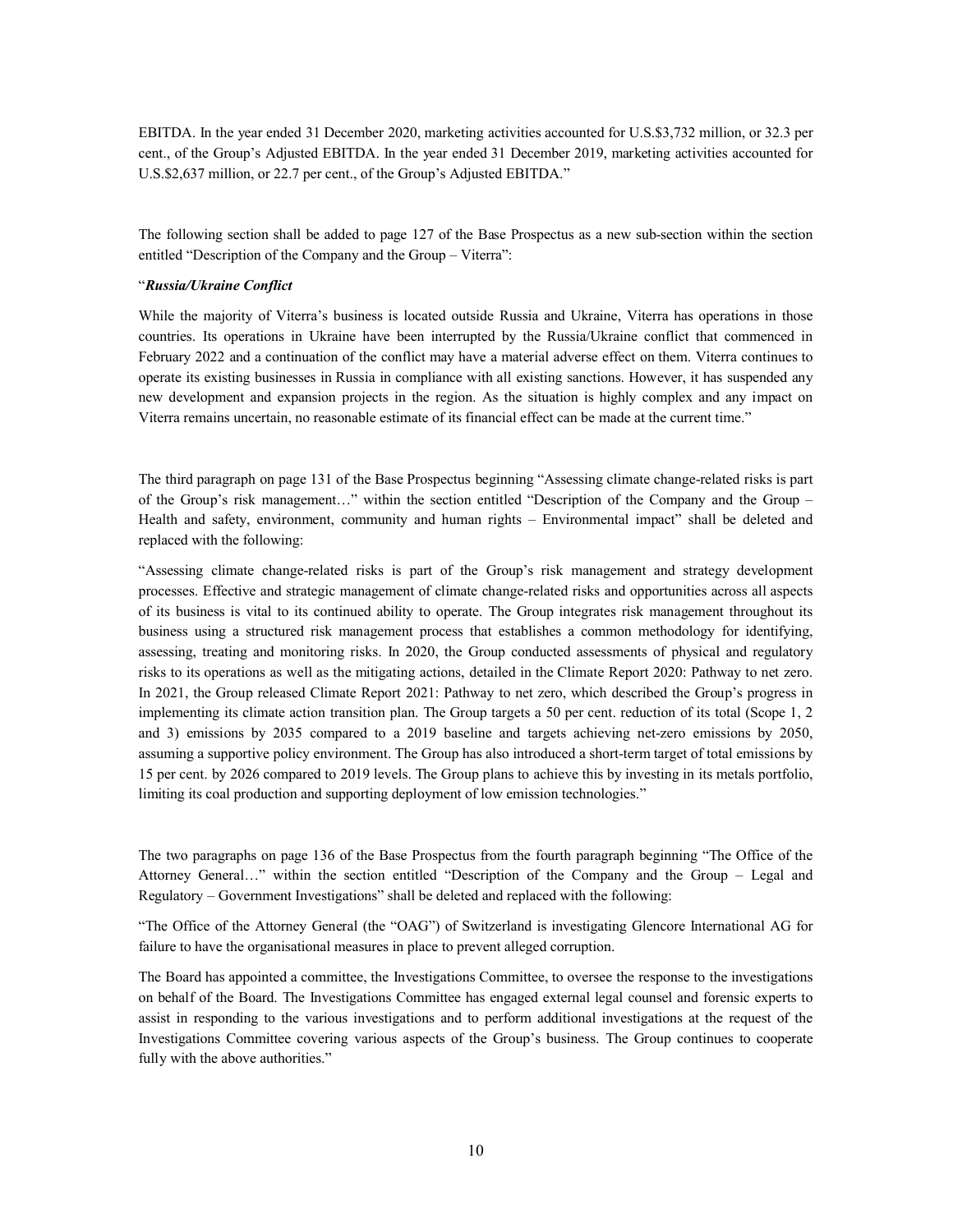EBITDA. In the year ended 31 December 2020, marketing activities accounted for U.S.$3,732 million, or 32.3 per cent., of the Group's Adjusted EBITDA. In the year ended 31 December 2019, marketing activities accounted for U.S.$2,637 million, or 22.7 per cent., of the Group's Adjusted EBITDA."

The following section shall be added to page 127 of the Base Prospectus as a new sub-section within the section entitled "Description of the Company and the Group – Viterra":

"***Russia/Ukraine Conflict***

While the majority of Viterra's business is located outside Russia and Ukraine, Viterra has operations in those countries. Its operations in Ukraine have been interrupted by the Russia/Ukraine conflict that commenced in February 2022 and a continuation of the conflict may have a material adverse effect on them. Viterra continues to operate its existing businesses in Russia in compliance with all existing sanctions. However, it has suspended any new development and expansion projects in the region. As the situation is highly complex and any impact on Viterra remains uncertain, no reasonable estimate of its financial effect can be made at the current time."

The third paragraph on page 131 of the Base Prospectus beginning "Assessing climate change-related risks is part of the Group's risk management…" within the section entitled "Description of the Company and the Group – Health and safety, environment, community and human rights – Environmental impact" shall be deleted and replaced with the following:

"Assessing climate change-related risks is part of the Group's risk management and strategy development processes. Effective and strategic management of climate change-related risks and opportunities across all aspects of its business is vital to its continued ability to operate. The Group integrates risk management throughout its business using a structured risk management process that establishes a common methodology for identifying, assessing, treating and monitoring risks. In 2020, the Group conducted assessments of physical and regulatory risks to its operations as well as the mitigating actions, detailed in the Climate Report 2020: Pathway to net zero. In 2021, the Group released Climate Report 2021: Pathway to net zero, which described the Group's progress in implementing its climate action transition plan. The Group targets a 50 per cent. reduction of its total (Scope 1, 2 and 3) emissions by 2035 compared to a 2019 baseline and targets achieving net-zero emissions by 2050, assuming a supportive policy environment. The Group has also introduced a short-term target of total emissions by 15 per cent. by 2026 compared to 2019 levels. The Group plans to achieve this by investing in its metals portfolio, limiting its coal production and supporting deployment of low emission technologies."

The two paragraphs on page 136 of the Base Prospectus from the fourth paragraph beginning "The Office of the Attorney General…" within the section entitled "Description of the Company and the Group – Legal and Regulatory – Government Investigations" shall be deleted and replaced with the following:

"The Office of the Attorney General (the "OAG") of Switzerland is investigating Glencore International AG for failure to have the organisational measures in place to prevent alleged corruption.

The Board has appointed a committee, the Investigations Committee, to oversee the response to the investigations on behalf of the Board. The Investigations Committee has engaged external legal counsel and forensic experts to assist in responding to the various investigations and to perform additional investigations at the request of the Investigations Committee covering various aspects of the Group's business. The Group continues to cooperate fully with the above authorities."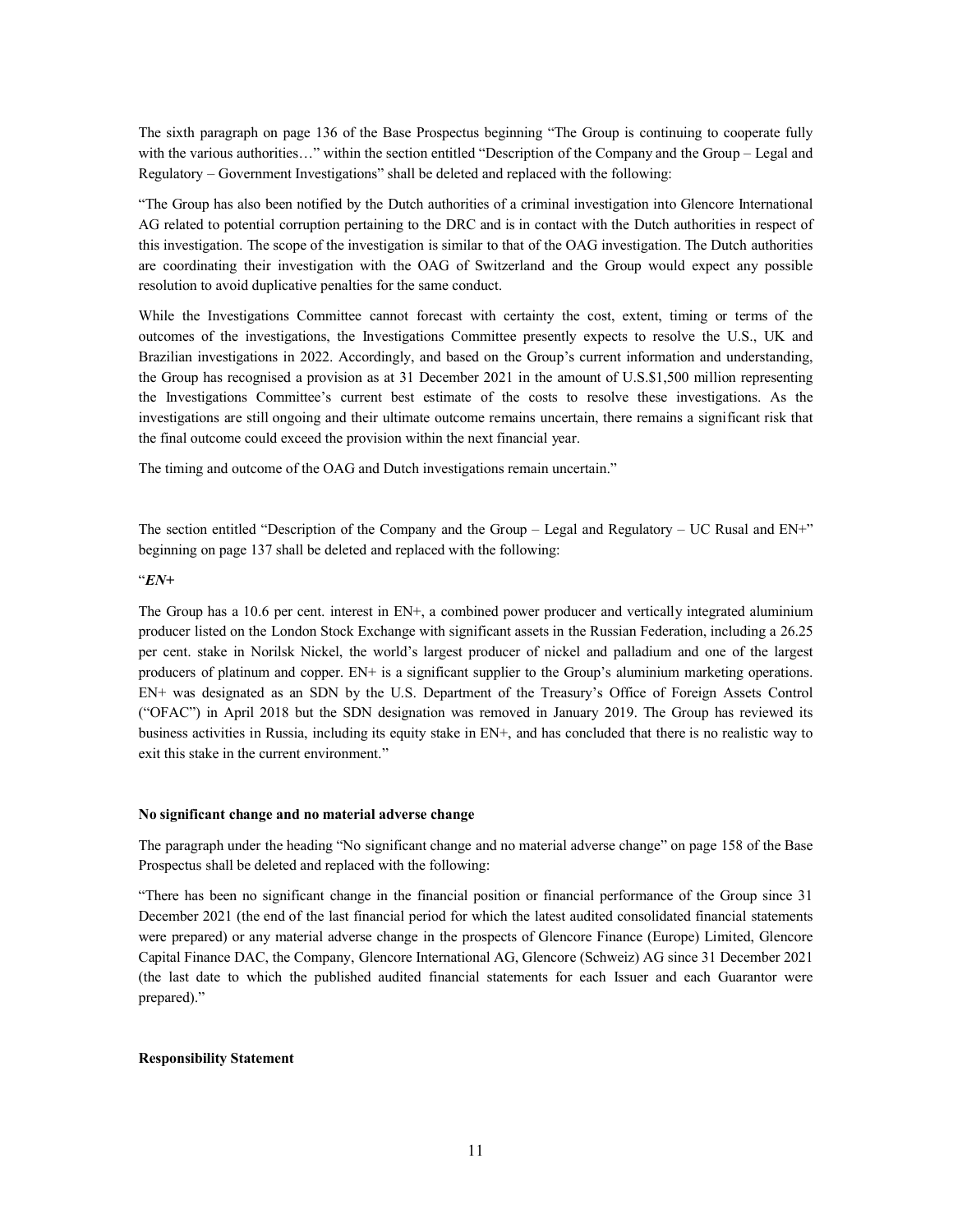The sixth paragraph on page 136 of the Base Prospectus beginning "The Group is continuing to cooperate fully with the various authorities…" within the section entitled "Description of the Company and the Group – Legal and Regulatory – Government Investigations" shall be deleted and replaced with the following:

"The Group has also been notified by the Dutch authorities of a criminal investigation into Glencore International AG related to potential corruption pertaining to the DRC and is in contact with the Dutch authorities in respect of this investigation. The scope of the investigation is similar to that of the OAG investigation. The Dutch authorities are coordinating their investigation with the OAG of Switzerland and the Group would expect any possible resolution to avoid duplicative penalties for the same conduct.

While the Investigations Committee cannot forecast with certainty the cost, extent, timing or terms of the outcomes of the investigations, the Investigations Committee presently expects to resolve the U.S., UK and Brazilian investigations in 2022. Accordingly, and based on the Group's current information and understanding, the Group has recognised a provision as at 31 December 2021 in the amount of U.S.$1,500 million representing the Investigations Committee's current best estimate of the costs to resolve these investigations. As the investigations are still ongoing and their ultimate outcome remains uncertain, there remains a significant risk that the final outcome could exceed the provision within the next financial year.

The timing and outcome of the OAG and Dutch investigations remain uncertain."

The section entitled "Description of the Company and the Group – Legal and Regulatory – UC Rusal and EN+" beginning on page 137 shall be deleted and replaced with the following:

"***EN+***

The Group has a 10.6 per cent. interest in EN+, a combined power producer and vertically integrated aluminium producer listed on the London Stock Exchange with significant assets in the Russian Federation, including a 26.25 per cent. stake in Norilsk Nickel, the world's largest producer of nickel and palladium and one of the largest producers of platinum and copper. EN+ is a significant supplier to the Group's aluminium marketing operations. EN+ was designated as an SDN by the U.S. Department of the Treasury's Office of Foreign Assets Control ("OFAC") in April 2018 but the SDN designation was removed in January 2019. The Group has reviewed its business activities in Russia, including its equity stake in EN+, and has concluded that there is no realistic way to exit this stake in the current environment."

**No significant change and no material adverse change**

The paragraph under the heading "No significant change and no material adverse change" on page 158 of the Base Prospectus shall be deleted and replaced with the following:

"There has been no significant change in the financial position or financial performance of the Group since 31 December 2021 (the end of the last financial period for which the latest audited consolidated financial statements were prepared) or any material adverse change in the prospects of Glencore Finance (Europe) Limited, Glencore Capital Finance DAC, the Company, Glencore International AG, Glencore (Schweiz) AG since 31 December 2021 (the last date to which the published audited financial statements for each Issuer and each Guarantor were prepared)."

**Responsibility Statement**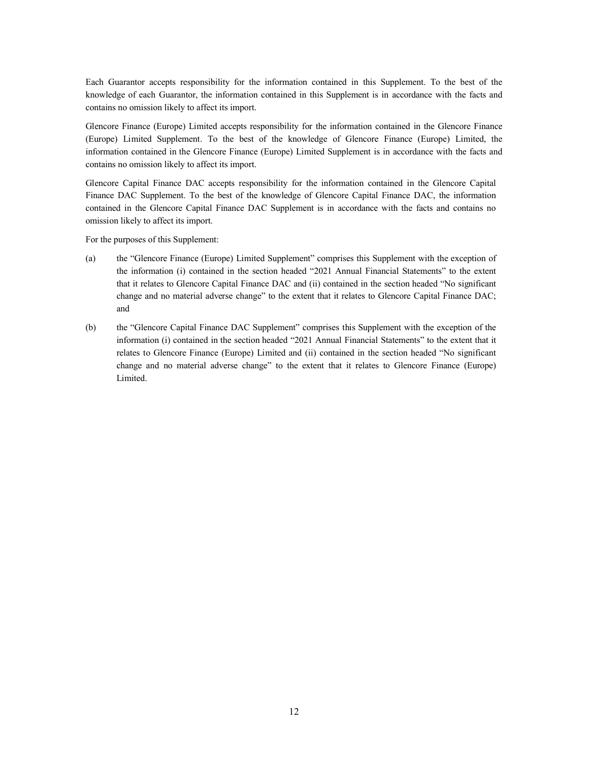Each Guarantor accepts responsibility for the information contained in this Supplement. To the best of the knowledge of each Guarantor, the information contained in this Supplement is in accordance with the facts and contains no omission likely to affect its import.

Glencore Finance (Europe) Limited accepts responsibility for the information contained in the Glencore Finance (Europe) Limited Supplement. To the best of the knowledge of Glencore Finance (Europe) Limited, the information contained in the Glencore Finance (Europe) Limited Supplement is in accordance with the facts and contains no omission likely to affect its import.

Glencore Capital Finance DAC accepts responsibility for the information contained in the Glencore Capital Finance DAC Supplement. To the best of the knowledge of Glencore Capital Finance DAC, the information contained in the Glencore Capital Finance DAC Supplement is in accordance with the facts and contains no omission likely to affect its import.

For the purposes of this Supplement:

(a) the "Glencore Finance (Europe) Limited Supplement" comprises this Supplement with the exception of the information (i) contained in the section headed "2021 Annual Financial Statements" to the extent that it relates to Glencore Capital Finance DAC and (ii) contained in the section headed "No significant change and no material adverse change" to the extent that it relates to Glencore Capital Finance DAC; and

(b) the "Glencore Capital Finance DAC Supplement" comprises this Supplement with the exception of the information (i) contained in the section headed "2021 Annual Financial Statements" to the extent that it relates to Glencore Finance (Europe) Limited and (ii) contained in the section headed "No significant change and no material adverse change" to the extent that it relates to Glencore Finance (Europe) Limited.